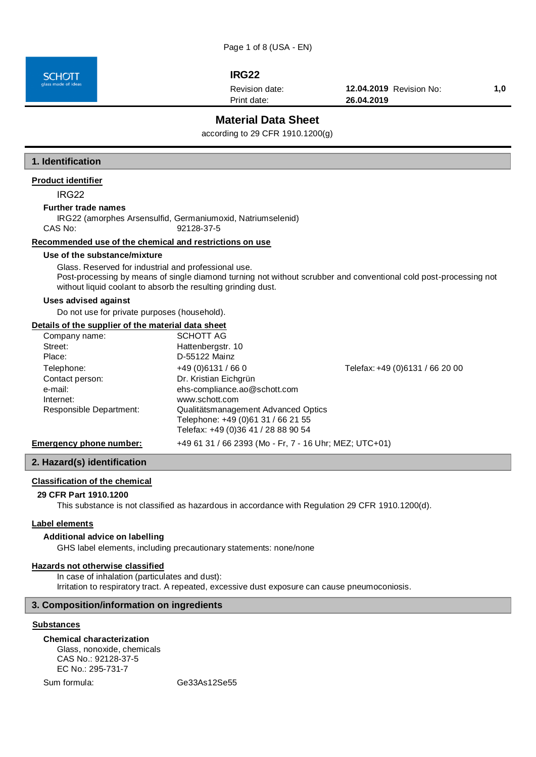**IRG22**

| | | | |
|---|---|---|---|
| Revision date: | **12.04.2019** | Revision No: | **1,0** |
| Print date: | **26.04.2019** | | |

# Material Data Sheet

according to 29 CFR 1910.1200(g)

## 1. Identification

**Product identifier**

IRG22

**Further trade names**

IRG22 (amorphes Arsensulfid, Germaniumoxid, Natriumselenid)

CAS No: 92128-37-5

**Recommended use of the chemical and restrictions on use**

**Use of the substance/mixture**

Glass. Reserved for industrial and professional use.
Post-processing by means of single diamond turning not without scrubber and conventional cold post-processing not without liquid coolant to absorb the resulting grinding dust.

**Uses advised against**

Do not use for private purposes (household).

**Details of the supplier of the material data sheet**

| | | |
|---|---|---|
| Company name: | SCHOTT AG | |
| Street: | Hattenbergstr. 10 | |
| Place: | D-55122 Mainz | |
| Telephone: | +49 (0)6131 / 66 0 | Telefax: +49 (0)6131 / 66 20 00 |
| Contact person: | Dr. Kristian Eichgrün | |
| e-mail: | ehs-compliance.ao@schott.com | |
| Internet: | www.schott.com | |
| Responsible Department: | Qualitätsmanagement Advanced Optics<br>Telephone: +49 (0)61 31 / 66 21 55<br>Telefax: +49 (0)36 41 / 28 88 90 54 | |

**Emergency phone number:** +49 61 31 / 66 2393 (Mo - Fr, 7 - 16 Uhr; MEZ; UTC+01)

## 2. Hazard(s) identification

**Classification of the chemical**

**29 CFR Part 1910.1200**

This substance is not classified as hazardous in accordance with Regulation 29 CFR 1910.1200(d).

**Label elements**

**Additional advice on labelling**

GHS label elements, including precautionary statements: none/none

**Hazards not otherwise classified**

In case of inhalation (particulates and dust):
Irritation to respiratory tract. A repeated, excessive dust exposure can cause pneumoconiosis.

## 3. Composition/information on ingredients

**Substances**

**Chemical characterization**

Glass, nonoxide, chemicals
CAS No.: 92128-37-5
EC No.: 295-731-7

Sum formula: $Ge_{33}As_{12}Se_{55}$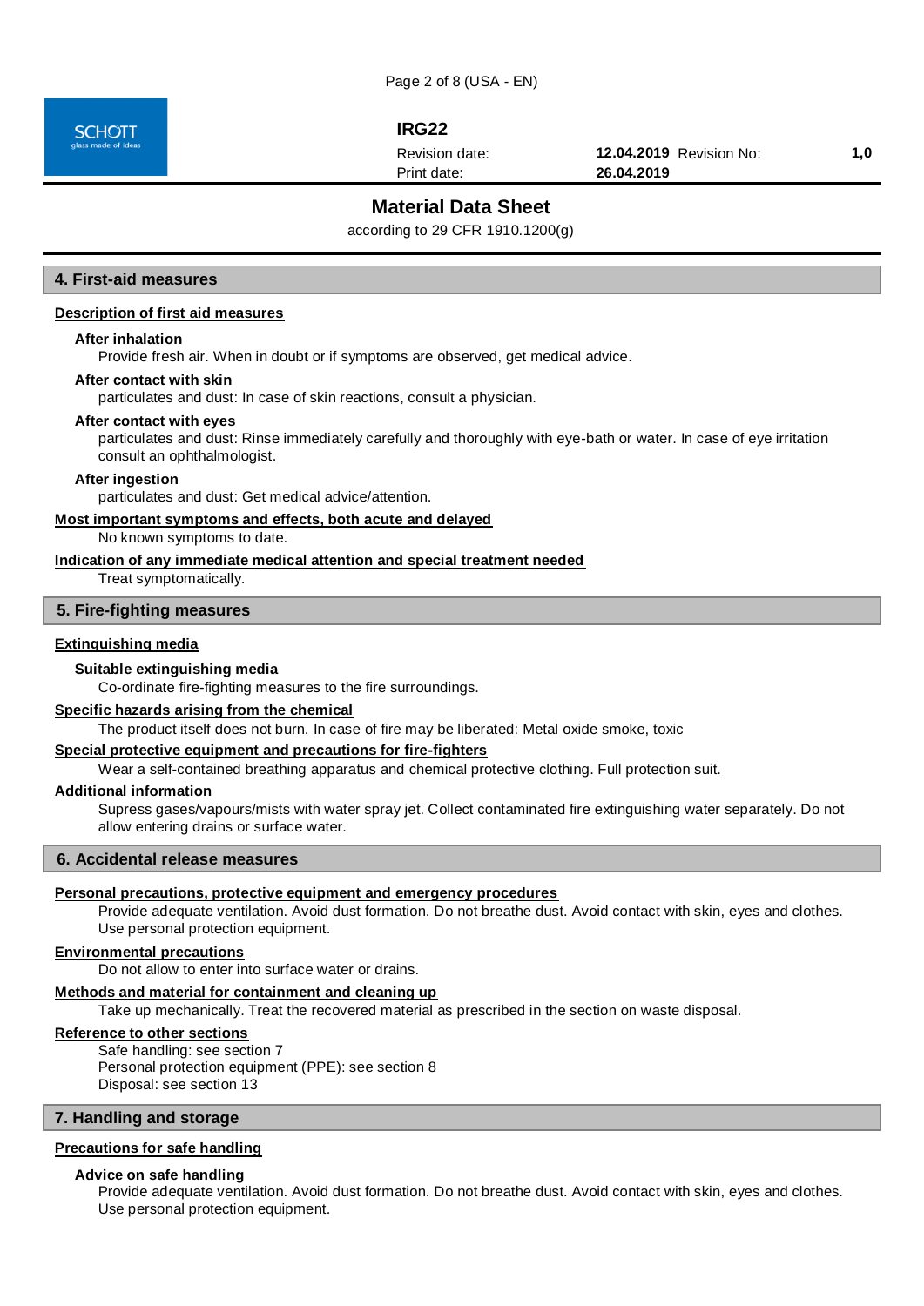## 4. First-aid measures

### Description of first aid measures

**After inhalation**

Provide fresh air. When in doubt or if symptoms are observed, get medical advice.

**After contact with skin**

particulates and dust: In case of skin reactions, consult a physician.

**After contact with eyes**

particulates and dust: Rinse immediately carefully and thoroughly with eye-bath or water. In case of eye irritation consult an ophthalmologist.

**After ingestion**

particulates and dust: Get medical advice/attention.

### Most important symptoms and effects, both acute and delayed

No known symptoms to date.

### Indication of any immediate medical attention and special treatment needed

Treat symptomatically.

## 5. Fire-fighting measures

### Extinguishing media

**Suitable extinguishing media**

Co-ordinate fire-fighting measures to the fire surroundings.

### Specific hazards arising from the chemical

The product itself does not burn. In case of fire may be liberated: Metal oxide smoke, toxic

### Special protective equipment and precautions for fire-fighters

Wear a self-contained breathing apparatus and chemical protective clothing. Full protection suit.

**Additional information**

Supress gases/vapours/mists with water spray jet. Collect contaminated fire extinguishing water separately. Do not allow entering drains or surface water.

## 6. Accidental release measures

### Personal precautions, protective equipment and emergency procedures

Provide adequate ventilation. Avoid dust formation. Do not breathe dust. Avoid contact with skin, eyes and clothes. Use personal protection equipment.

### Environmental precautions

Do not allow to enter into surface water or drains.

### Methods and material for containment and cleaning up

Take up mechanically. Treat the recovered material as prescribed in the section on waste disposal.

### Reference to other sections

Safe handling: see section 7
Personal protection equipment (PPE): see section 8
Disposal: see section 13

## 7. Handling and storage

### Precautions for safe handling

**Advice on safe handling**

Provide adequate ventilation. Avoid dust formation. Do not breathe dust. Avoid contact with skin, eyes and clothes. Use personal protection equipment.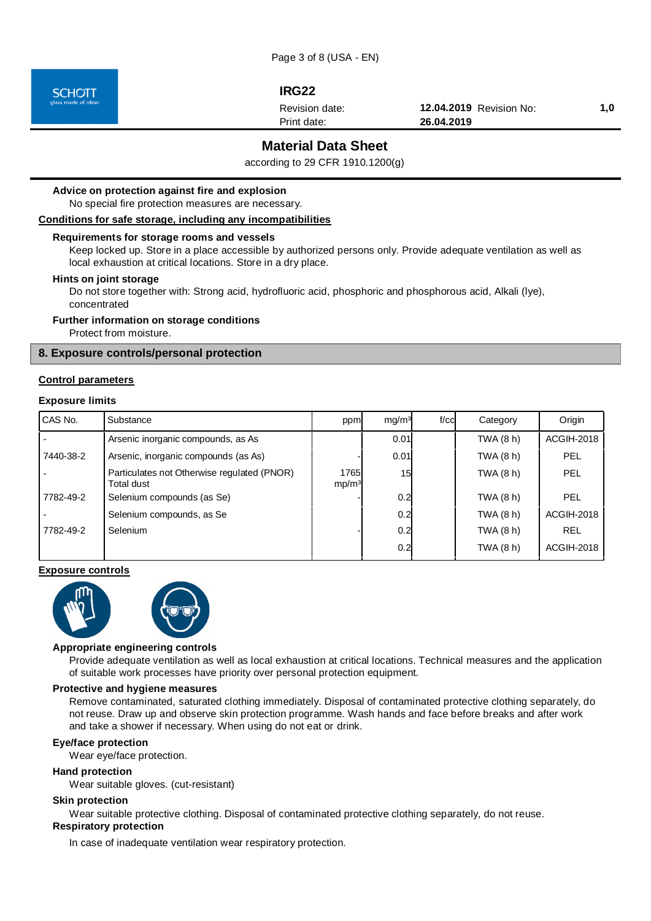**IRG22**

Revision date: **12.04.2019** Revision No: **1,0**
Print date: **26.04.2019**

# Material Data Sheet

according to 29 CFR 1910.1200(g)

**Advice on protection against fire and explosion**

No special fire protection measures are necessary.

**Conditions for safe storage, including any incompatibilities**

**Requirements for storage rooms and vessels**

Keep locked up. Store in a place accessible by authorized persons only. Provide adequate ventilation as well as local exhaustion at critical locations. Store in a dry place.

**Hints on joint storage**

Do not store together with: Strong acid, hydrofluoric acid, phosphoric and phosphorous acid, Alkali (lye), concentrated

**Further information on storage conditions**

Protect from moisture.

## 8. Exposure controls/personal protection

**Control parameters**

**Exposure limits**

| CAS No. | Substance | ppm | mg/m³ | f/cc | Category | Origin |
|---|---|---|---|---|---|---|
| - | Arsenic inorganic compounds, as As | | 0.01 | | TWA (8 h) | ACGIH-2018 |
| 7440-38-2 | Arsenic, inorganic compounds (as As) | - | 0.01 | | TWA (8 h) | PEL |
| - | Particulates not Otherwise regulated (PNOR) Total dust | 1765 mp/m³ | 15 | | TWA (8 h) | PEL |
| 7782-49-2 | Selenium compounds (as Se) | - | 0.2 | | TWA (8 h) | PEL |
| - | Selenium compounds, as Se | | 0.2 | | TWA (8 h) | ACGIH-2018 |
| 7782-49-2 | Selenium | - | 0.2 | | TWA (8 h) | REL |
| | | | 0.2 | | TWA (8 h) | ACGIH-2018 |

**Exposure controls**

**Appropriate engineering controls**

Provide adequate ventilation as well as local exhaustion at critical locations. Technical measures and the application of suitable work processes have priority over personal protection equipment.

**Protective and hygiene measures**

Remove contaminated, saturated clothing immediately. Disposal of contaminated protective clothing separately, do not reuse. Draw up and observe skin protection programme. Wash hands and face before breaks and after work and take a shower if necessary. When using do not eat or drink.

**Eye/face protection**

Wear eye/face protection.

**Hand protection**

Wear suitable gloves. (cut-resistant)

**Skin protection**

Wear suitable protective clothing. Disposal of contaminated protective clothing separately, do not reuse.

**Respiratory protection**

In case of inadequate ventilation wear respiratory protection.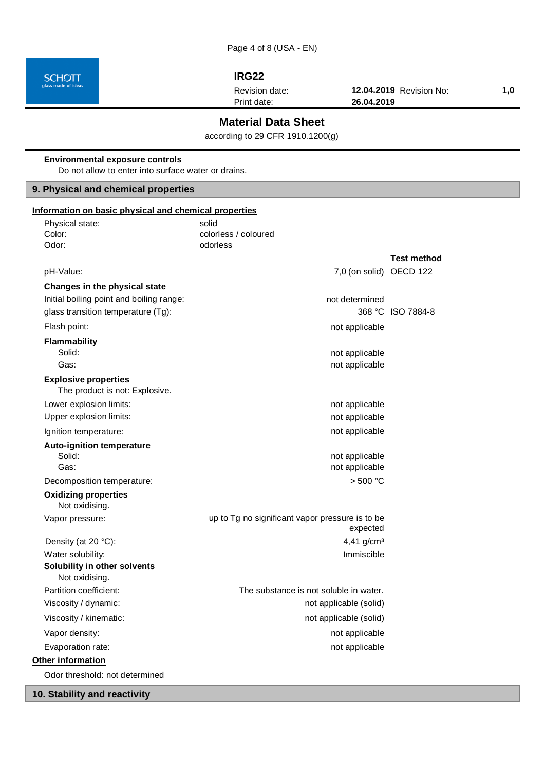**Environmental exposure controls**

Do not allow to enter into surface water or drains.

## 9. Physical and chemical properties

**Information on basic physical and chemical properties**

| Property | Value | Test method |
|---|---|---|
| Physical state: | solid | |
| Color: | colorless / coloured | |
| Odor: | odorless | |
| pH-Value: | 7,0 (on solid) | OECD 122 |
| **Changes in the physical state** | | |
| Initial boiling point and boiling range: | not determined | |
| glass transition temperature (Tg): | 368 °C | ISO 7884-8 |
| Flash point: | not applicable | |
| **Flammability** | | |
| Solid: | not applicable | |
| Gas: | not applicable | |
| **Explosive properties** | | |
| The product is not: Explosive. | | |
| Lower explosion limits: | not applicable | |
| Upper explosion limits: | not applicable | |
| Ignition temperature: | not applicable | |
| **Auto-ignition temperature** | | |
| Solid: | not applicable | |
| Gas: | not applicable | |
| Decomposition temperature: | > 500 °C | |
| **Oxidizing properties** | | |
| Not oxidising. | | |
| Vapor pressure: | up to Tg no significant vapor pressure is to be expected | |
| Density (at 20 °C): | 4,41 g/cm³ | |
| Water solubility: | Immiscible | |
| **Solubility in other solvents** | | |
| Not oxidising. | | |
| Partition coefficient: | The substance is not soluble in water. | |
| Viscosity / dynamic: | not applicable (solid) | |
| Viscosity / kinematic: | not applicable (solid) | |
| Vapor density: | not applicable | |
| Evaporation rate: | not applicable | |

**Other information**

Odor threshold: not determined

## 10. Stability and reactivity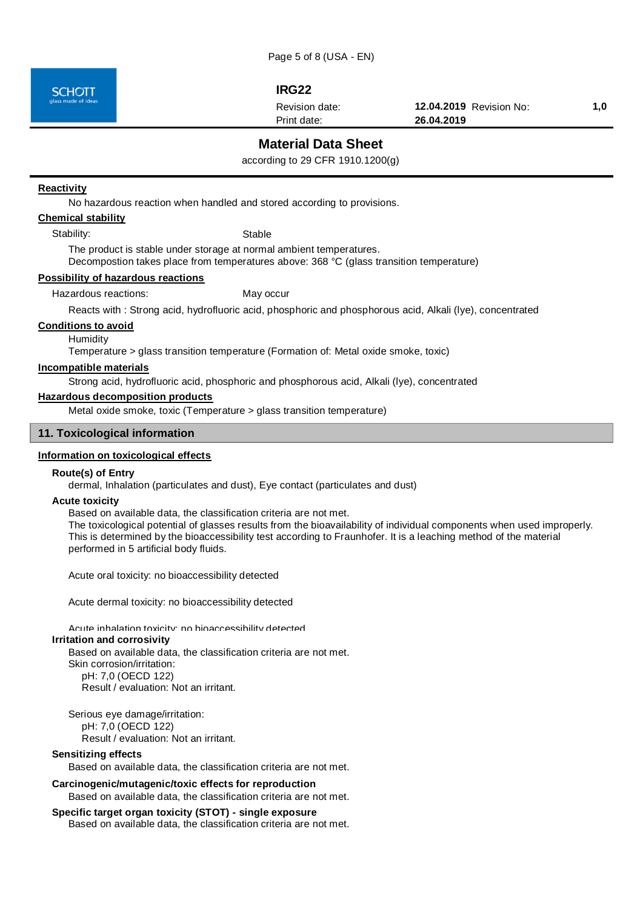**Reactivity**

No hazardous reaction when handled and stored according to provisions.

**Chemical stability**

Stability: Stable

The product is stable under storage at normal ambient temperatures.
Decompostion takes place from temperatures above: 368 °C (glass transition temperature)

**Possibility of hazardous reactions**

Hazardous reactions: May occur

Reacts with : Strong acid, hydrofluoric acid, phosphoric and phosphorous acid, Alkali (lye), concentrated

**Conditions to avoid**

Humidity
Temperature > glass transition temperature (Formation of: Metal oxide smoke, toxic)

**Incompatible materials**

Strong acid, hydrofluoric acid, phosphoric and phosphorous acid, Alkali (lye), concentrated

**Hazardous decomposition products**

Metal oxide smoke, toxic (Temperature > glass transition temperature)

## 11. Toxicological information

**Information on toxicological effects**

### Route(s) of Entry

dermal, Inhalation (particulates and dust), Eye contact (particulates and dust)

### Acute toxicity

Based on available data, the classification criteria are not met.
The toxicological potential of glasses results from the bioavailability of individual components when used improperly.
This is determined by the bioaccessibility test according to Fraunhofer. It is a leaching method of the material performed in 5 artificial body fluids.

Acute oral toxicity: no bioaccessibility detected

Acute dermal toxicity: no bioaccessibility detected

Acute inhalation toxicity: no bioaccessibility detected

### Irritation and corrosivity

Based on available data, the classification criteria are not met.
Skin corrosion/irritation:
pH: 7,0 (OECD 122)
Result / evaluation: Not an irritant.

Serious eye damage/irritation:
pH: 7,0 (OECD 122)
Result / evaluation: Not an irritant.

### Sensitizing effects

Based on available data, the classification criteria are not met.

### Carcinogenic/mutagenic/toxic effects for reproduction

Based on available data, the classification criteria are not met.

### Specific target organ toxicity (STOT) - single exposure

Based on available data, the classification criteria are not met.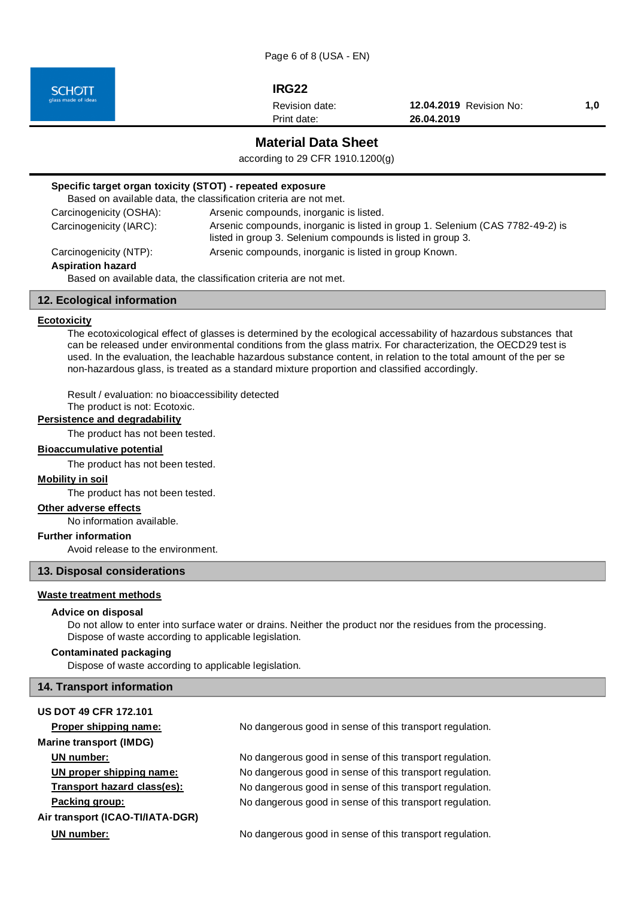#### Specific target organ toxicity (STOT) - repeated exposure

Based on available data, the classification criteria are not met.

| | |
|---|---|
| Carcinogenicity (OSHA): | Arsenic compounds, inorganic is listed. |
| Carcinogenicity (IARC): | Arsenic compounds, inorganic is listed in group 1. Selenium (CAS 7782-49-2) is listed in group 3. Selenium compounds is listed in group 3. |
| Carcinogenicity (NTP): | Arsenic compounds, inorganic is listed in group Known. |

#### Aspiration hazard

Based on available data, the classification criteria are not met.

## 12. Ecological information

### Ecotoxicity

The ecotoxicological effect of glasses is determined by the ecological accessability of hazardous substances that can be released under environmental conditions from the glass matrix. For characterization, the OECD29 test is used. In the evaluation, the leachable hazardous substance content, in relation to the total amount of the per se non-hazardous glass, is treated as a standard mixture proportion and classified accordingly.

Result / evaluation: no bioaccessibility detected
The product is not: Ecotoxic.

### Persistence and degradability

The product has not been tested.

### Bioaccumulative potential

The product has not been tested.

### Mobility in soil

The product has not been tested.

### Other adverse effects

No information available.

### Further information

Avoid release to the environment.

## 13. Disposal considerations

### Waste treatment methods

#### Advice on disposal

Do not allow to enter into surface water or drains. Neither the product nor the residues from the processing.
Dispose of waste according to applicable legislation.

#### Contaminated packaging

Dispose of waste according to applicable legislation.

## 14. Transport information

**US DOT 49 CFR 172.101**

| | |
|---|---|
| Proper shipping name: | No dangerous good in sense of this transport regulation. |

**Marine transport (IMDG)**

| | |
|---|---|
| UN number: | No dangerous good in sense of this transport regulation. |
| UN proper shipping name: | No dangerous good in sense of this transport regulation. |
| Transport hazard class(es): | No dangerous good in sense of this transport regulation. |
| Packing group: | No dangerous good in sense of this transport regulation. |

**Air transport (ICAO-TI/IATA-DGR)**

| | |
|---|---|
| UN number: | No dangerous good in sense of this transport regulation. |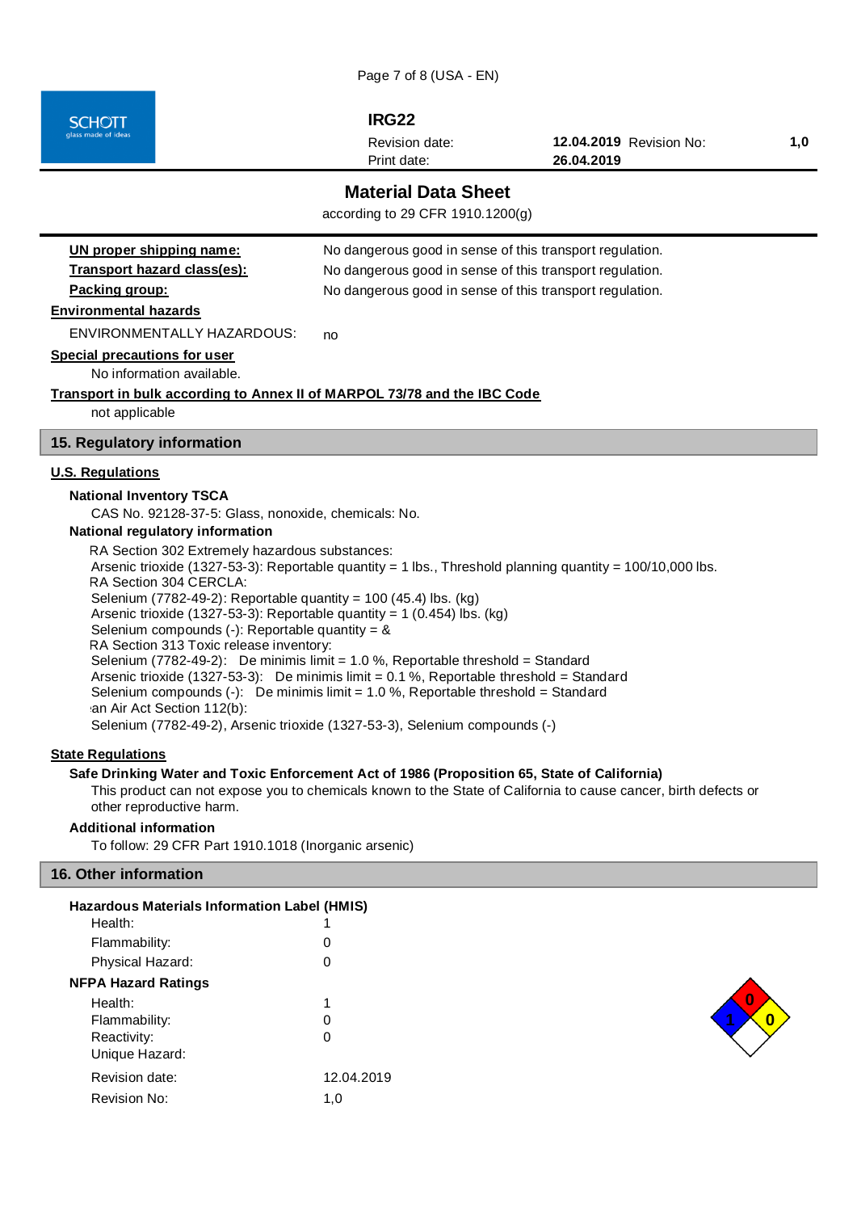**UN proper shipping name:** No dangerous good in sense of this transport regulation.

**Transport hazard class(es):** No dangerous good in sense of this transport regulation.

**Packing group:** No dangerous good in sense of this transport regulation.

**Environmental hazards**

ENVIRONMENTALLY HAZARDOUS: no

**Special precautions for user**

No information available.

**Transport in bulk according to Annex II of MARPOL 73/78 and the IBC Code**

not applicable

## 15. Regulatory information

**U.S. Regulations**

**National Inventory TSCA**

CAS No. 92128-37-5: Glass, nonoxide, chemicals: No.

**National regulatory information**

RA Section 302 Extremely hazardous substances:
Arsenic trioxide (1327-53-3): Reportable quantity = 1 lbs., Threshold planning quantity = 100/10,000 lbs.
RA Section 304 CERCLA:
Selenium (7782-49-2): Reportable quantity = 100 (45.4) lbs. (kg)
Arsenic trioxide (1327-53-3): Reportable quantity = 1 (0.454) lbs. (kg)
Selenium compounds (-): Reportable quantity = &
RA Section 313 Toxic release inventory:
Selenium (7782-49-2): De minimis limit = 1.0 %, Reportable threshold = Standard
Arsenic trioxide (1327-53-3): De minimis limit = 0.1 %, Reportable threshold = Standard
Selenium compounds (-): De minimis limit = 1.0 %, Reportable threshold = Standard
an Air Act Section 112(b):
Selenium (7782-49-2), Arsenic trioxide (1327-53-3), Selenium compounds (-)

**State Regulations**

**Safe Drinking Water and Toxic Enforcement Act of 1986 (Proposition 65, State of California)**

This product can not expose you to chemicals known to the State of California to cause cancer, birth defects or other reproductive harm.

**Additional information**

To follow: 29 CFR Part 1910.1018 (Inorganic arsenic)

## 16. Other information

**Hazardous Materials Information Label (HMIS)**

| | |
|---|---|
| Health: | 1 |
| Flammability: | 0 |
| Physical Hazard: | 0 |

**NFPA Hazard Ratings**

| | |
|---|---|
| Health: | 1 |
| Flammability: | 0 |
| Reactivity: | 0 |
| Unique Hazard: | |

| | |
|---|---|
| Revision date: | 12.04.2019 |
| Revision No: | 1,0 |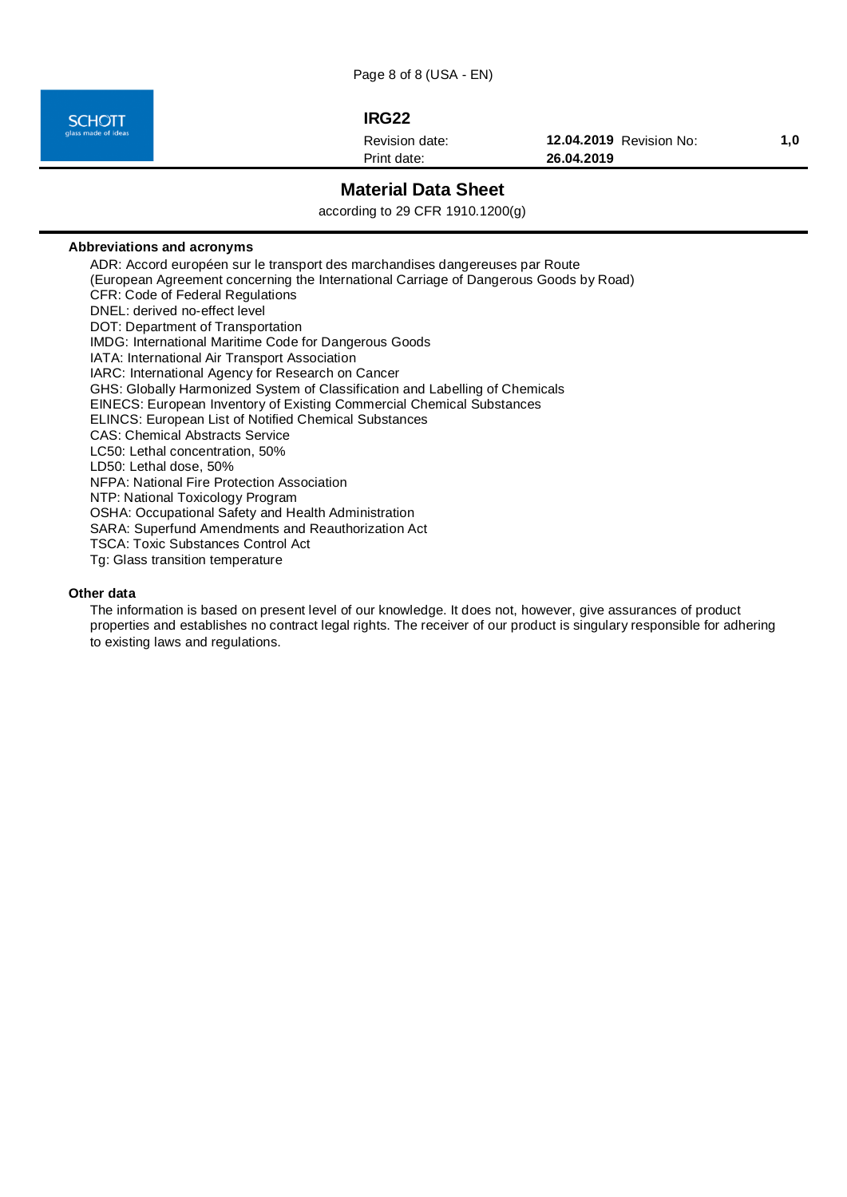### Abbreviations and acronyms

ADR: Accord européen sur le transport des marchandises dangereuses par Route
(European Agreement concerning the International Carriage of Dangerous Goods by Road)
CFR: Code of Federal Regulations
DNEL: derived no-effect level
DOT: Department of Transportation
IMDG: International Maritime Code for Dangerous Goods
IATA: International Air Transport Association
IARC: International Agency for Research on Cancer
GHS: Globally Harmonized System of Classification and Labelling of Chemicals
EINECS: European Inventory of Existing Commercial Chemical Substances
ELINCS: European List of Notified Chemical Substances
CAS: Chemical Abstracts Service
LC50: Lethal concentration, 50%
LD50: Lethal dose, 50%
NFPA: National Fire Protection Association
NTP: National Toxicology Program
OSHA: Occupational Safety and Health Administration
SARA: Superfund Amendments and Reauthorization Act
TSCA: Toxic Substances Control Act
Tg: Glass transition temperature

### Other data

The information is based on present level of our knowledge. It does not, however, give assurances of product properties and establishes no contract legal rights. The receiver of our product is singulary responsible for adhering to existing laws and regulations.